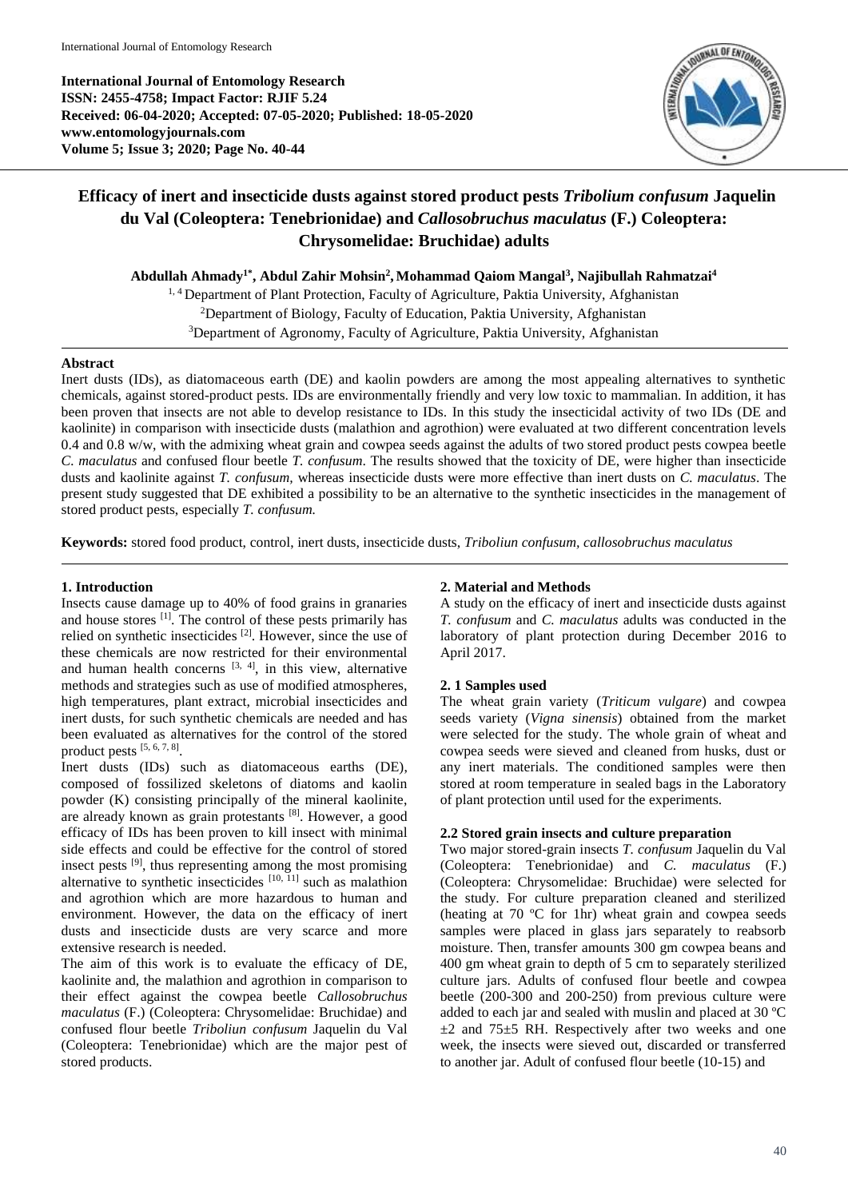**International Journal of Entomology Research**
**ISSN: 2455-4758; Impact Factor: RJIF 5.24**
**Received: 06-04-2020; Accepted: 07-05-2020; Published: 18-05-2020**
**www.entomologyjournals.com**
**Volume 5; Issue 3; 2020; Page No. 40-44**

# Efficacy of inert and insecticide dusts against stored product pests *Tribolium confusum* Jaquelin du Val (Coleoptera: Tenebrionidae) and *Callosobruchus maculatus* (F.) Coleoptera: Chrysomelidae: Bruchidae) adults

**Abdullah Ahmady[1*], Abdul Zahir Mohsin[2], Mohammad Qaiom Mangal[3], Najibullah Rahmatzai[4]**

[1, 4] Department of Plant Protection, Faculty of Agriculture, Paktia University, Afghanistan
[2] Department of Biology, Faculty of Education, Paktia University, Afghanistan
[3] Department of Agronomy, Faculty of Agriculture, Paktia University, Afghanistan

## Abstract

Inert dusts (IDs), as diatomaceous earth (DE) and kaolin powders are among the most appealing alternatives to synthetic chemicals, against stored-product pests. IDs are environmentally friendly and very low toxic to mammalian. In addition, it has been proven that insects are not able to develop resistance to IDs. In this study the insecticidal activity of two IDs (DE and kaolinite) in comparison with insecticide dusts (malathion and agrothion) were evaluated at two different concentration levels 0.4 and 0.8 w/w, with the admixing wheat grain and cowpea seeds against the adults of two stored product pests cowpea beetle *C. maculatus* and confused flour beetle *T. confusum*. The results showed that the toxicity of DE, were higher than insecticide dusts and kaolinite against *T. confusum*, whereas insecticide dusts were more effective than inert dusts on *C. maculatus*. The present study suggested that DE exhibited a possibility to be an alternative to the synthetic insecticides in the management of stored product pests, especially *T. confusum.*

**Keywords:** stored food product, control, inert dusts, insecticide dusts, *Triboliun confusum, callosobruchus maculatus*

## 1. Introduction

Insects cause damage up to 40% of food grains in granaries and house stores [1]. The control of these pests primarily has relied on synthetic insecticides [2]. However, since the use of these chemicals are now restricted for their environmental and human health concerns [3, 4], in this view, alternative methods and strategies such as use of modified atmospheres, high temperatures, plant extract, microbial insecticides and inert dusts, for such synthetic chemicals are needed and has been evaluated as alternatives for the control of the stored product pests [5, 6, 7, 8].

Inert dusts (IDs) such as diatomaceous earths (DE), composed of fossilized skeletons of diatoms and kaolin powder (K) consisting principally of the mineral kaolinite, are already known as grain protestants [8]. However, a good efficacy of IDs has been proven to kill insect with minimal side effects and could be effective for the control of stored insect pests [9], thus representing among the most promising alternative to synthetic insecticides [10, 11] such as malathion and agrothion which are more hazardous to human and environment. However, the data on the efficacy of inert dusts and insecticide dusts are very scarce and more extensive research is needed.

The aim of this work is to evaluate the efficacy of DE, kaolinite and, the malathion and agrothion in comparison to their effect against the cowpea beetle *Callosobruchus maculatus* (F.) (Coleoptera: Chrysomelidae: Bruchidae) and confused flour beetle *Triboliun confusum* Jaquelin du Val (Coleoptera: Tenebrionidae) which are the major pest of stored products.

## 2. Material and Methods

A study on the efficacy of inert and insecticide dusts against *T. confusum* and *C. maculatus* adults was conducted in the laboratory of plant protection during December 2016 to April 2017.

### 2. 1 Samples used

The wheat grain variety (*Triticum vulgare*) and cowpea seeds variety (*Vigna sinensis*) obtained from the market were selected for the study. The whole grain of wheat and cowpea seeds were sieved and cleaned from husks, dust or any inert materials. The conditioned samples were then stored at room temperature in sealed bags in the Laboratory of plant protection until used for the experiments.

### 2.2 Stored grain insects and culture preparation

Two major stored-grain insects *T. confusum* Jaquelin du Val (Coleoptera: Tenebrionidae) and *C. maculatus* (F.) (Coleoptera: Chrysomelidae: Bruchidae) were selected for the study. For culture preparation cleaned and sterilized (heating at 70 ºC for 1hr) wheat grain and cowpea seeds samples were placed in glass jars separately to reabsorb moisture. Then, transfer amounts 300 gm cowpea beans and 400 gm wheat grain to depth of 5 cm to separately sterilized culture jars. Adults of confused flour beetle and cowpea beetle (200-300 and 200-250) from previous culture were added to each jar and sealed with muslin and placed at 30 ºC ±2 and 75±5 RH. Respectively after two weeks and one week, the insects were sieved out, discarded or transferred to another jar. Adult of confused flour beetle (10-15) and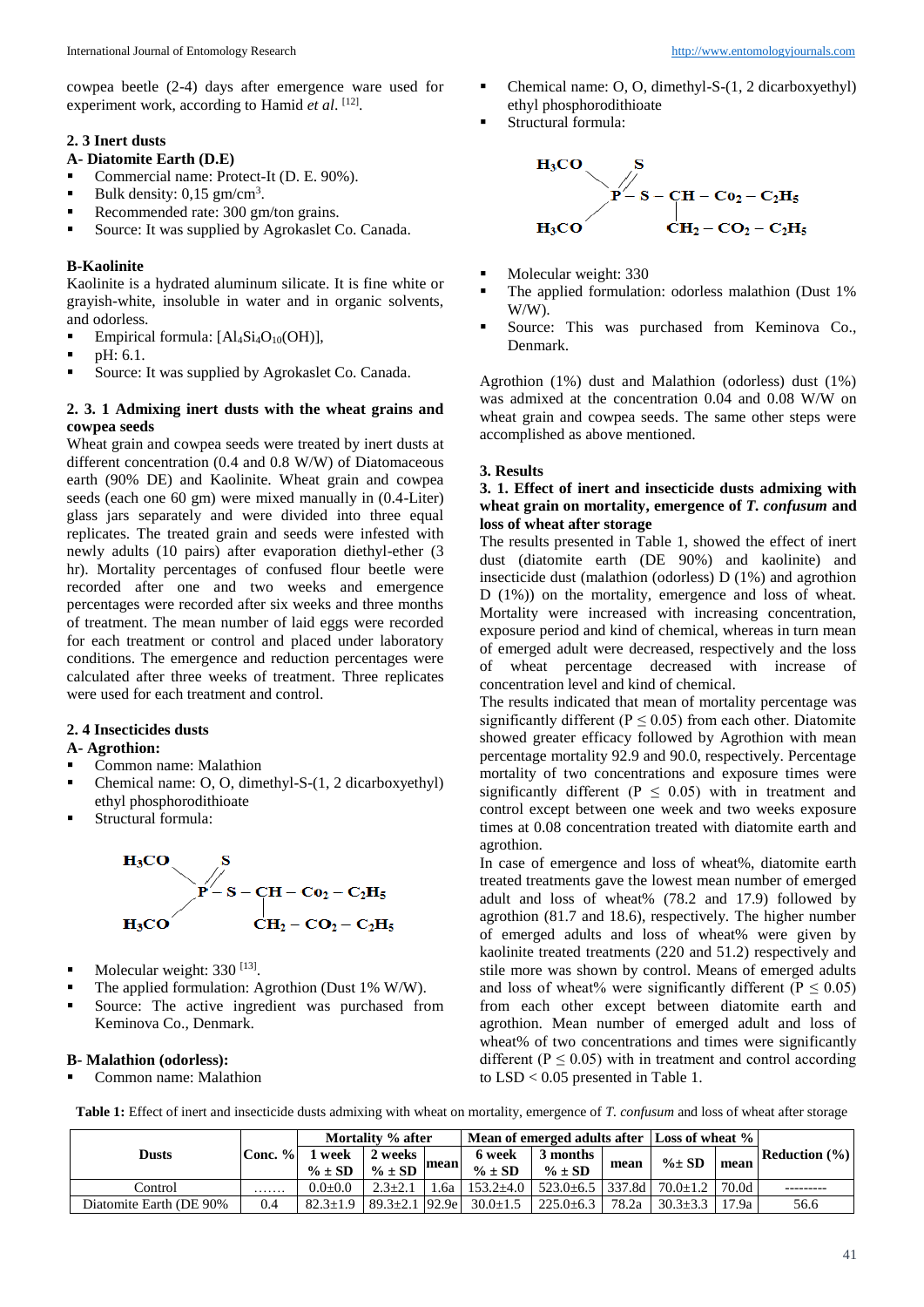cowpea beetle (2-4) days after emergence ware used for experiment work, according to Hamid *et al*. [12].

### 2. 3 Inert dusts

**A- Diatomite Earth (D.E)**

- Commercial name: Protect-It (D. E. 90%).
- Bulk density: 0,15 gm/cm$^3$.
- Recommended rate: 300 gm/ton grains.
- Source: It was supplied by Agrokaslet Co. Canada.

**B-Kaolinite**

Kaolinite is a hydrated aluminum silicate. It is fine white or grayish-white, insoluble in water and in organic solvents, and odorless.

- Empirical formula: $[Al_4Si_4O_{10}(OH)]$,
- pH: 6.1.
- Source: It was supplied by Agrokaslet Co. Canada.

### 2. 3. 1 Admixing inert dusts with the wheat grains and cowpea seeds

Wheat grain and cowpea seeds were treated by inert dusts at different concentration (0.4 and 0.8 W/W) of Diatomaceous earth (90% DE) and Kaolinite. Wheat grain and cowpea seeds (each one 60 gm) were mixed manually in (0.4-Liter) glass jars separately and were divided into three equal replicates. The treated grain and seeds were infested with newly adults (10 pairs) after evaporation diethyl-ether (3 hr). Mortality percentages of confused flour beetle were recorded after one and two weeks and emergence percentages were recorded after six weeks and three months of treatment. The mean number of laid eggs were recorded for each treatment or control and placed under laboratory conditions. The emergence and reduction percentages were calculated after three weeks of treatment. Three replicates were used for each treatment and control.

### 2. 4 Insecticides dusts

**A- Agrothion:**

- Common name: Malathion
- Chemical name: O, O, dimethyl-S-(1, 2 dicarboxyethyl) ethyl phosphorodithioate
- Structural formula:

$$(H_3CO)_2P(=S)-S-CH(CO_2-C_2H_5)-CH_2-CO_2-C_2H_5$$

- Molecular weight: 330 [13].
- The applied formulation: Agrothion (Dust 1% W/W).
- Source: The active ingredient was purchased from Keminova Co., Denmark.

**B- Malathion (odorless):**

- Common name: Malathion
- Chemical name: O, O, dimethyl-S-(1, 2 dicarboxyethyl) ethyl phosphorodithioate
- Structural formula:

$$(H_3CO)_2P(=S)-S-CH(CO_2-C_2H_5)-CH_2-CO_2-C_2H_5$$

- Molecular weight: 330
- The applied formulation: odorless malathion (Dust 1% W/W).
- Source: This was purchased from Keminova Co., Denmark.

Agrothion (1%) dust and Malathion (odorless) dust (1%) was admixed at the concentration 0.04 and 0.08 W/W on wheat grain and cowpea seeds. The same other steps were accomplished as above mentioned.

## 3. Results

### 3. 1. Effect of inert and insecticide dusts admixing with wheat grain on mortality, emergence of *T. confusum* and loss of wheat after storage

The results presented in Table 1, showed the effect of inert dust (diatomite earth (DE 90%) and kaolinite) and insecticide dust (malathion (odorless) D (1%) and agrothion D (1%)) on the mortality, emergence and loss of wheat. Mortality were increased with increasing concentration, exposure period and kind of chemical, whereas in turn mean of emerged adult were decreased, respectively and the loss of wheat percentage decreased with increase of concentration level and kind of chemical.

The results indicated that mean of mortality percentage was significantly different ($P \leq 0.05$) from each other. Diatomite showed greater efficacy followed by Agrothion with mean percentage mortality 92.9 and 90.0, respectively. Percentage mortality of two concentrations and exposure times were significantly different ($P \leq 0.05$) with in treatment and control except between one week and two weeks exposure times at 0.08 concentration treated with diatomite earth and agrothion.

In case of emergence and loss of wheat%, diatomite earth treated treatments gave the lowest mean number of emerged adult and loss of wheat% (78.2 and 17.9) followed by agrothion (81.7 and 18.6), respectively. The higher number of emerged adults and loss of wheat% were given by kaolinite treated treatments (220 and 51.2) respectively and stile more was shown by control. Means of emerged adults and loss of wheat% were significantly different ($P \leq 0.05$) from each other except between diatomite earth and agrothion. Mean number of emerged adult and loss of wheat% of two concentrations and times were significantly different ($P \leq 0.05$) with in treatment and control according to LSD < 0.05 presented in Table 1.

**Table 1:** Effect of inert and insecticide dusts admixing with wheat on mortality, emergence of *T. confusum* and loss of wheat after storage

| Dusts | Conc. % | Mortality % after | | | Mean of emerged adults after | | | Loss of wheat % | | Reduction (%) |
|---|---|---|---|---|---|---|---|---|---|---|
| | | 1 week % ± SD | 2 weeks % ± SD | mean | 6 week % ± SD | 3 months % ± SD | mean | %± SD | mean | |
| Control | ……. | 0.0±0.0 | 2.3±2.1 | 1.6a | 153.2±4.0 | 523.0±6.5 | 337.8d | 70.0±1.2 | 70.0d | --------- |
| Diatomite Earth (DE 90% | 0.4 | 82.3±1.9 | 89.3±2.1 | 92.9e | 30.0±1.5 | 225.0±6.3 | 78.2a | 30.3±3.3 | 17.9a | 56.6 |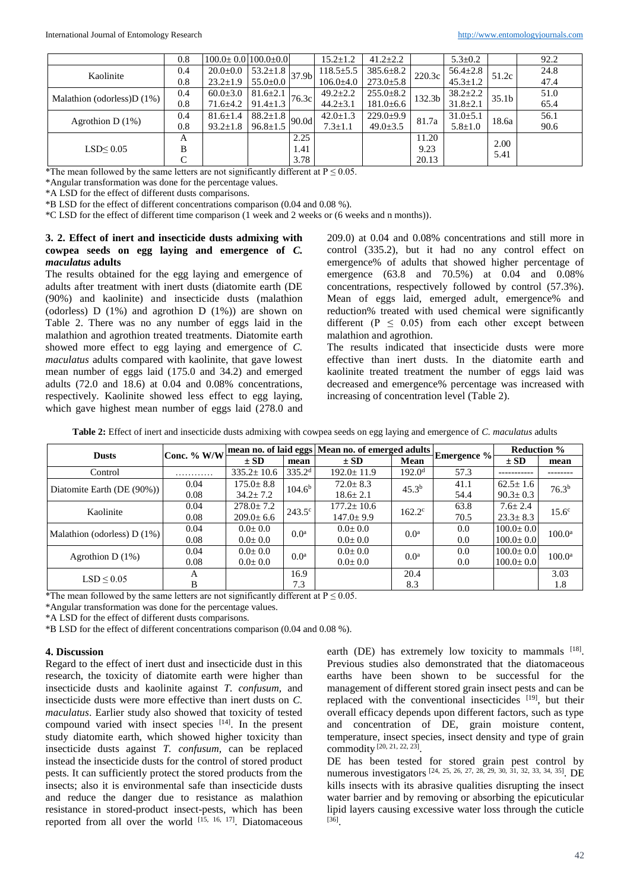| | | | | | | | | | | |
|---|---|---|---|---|---|---|---|---|---|---|
| | 0.8 | 100.0± 0.0 | 100.0±0.0 | | 15.2±1.2 | 41.2±2.2 | | 5.3±0.2 | | 92.2 |
| Kaolinite | 0.4 | 20.0±0.0 | 53.2±1.8 | 37.9b | 118.5±5.5 | 385.6±8.2 | 220.3c | 56.4±2.8 | 51.2c | 24.8 |
| | 0.8 | 23.2±1.9 | 55.0±0.0 | | 106.0±4.0 | 273.0±5.8 | | 45.3±1.2 | | 47.4 |
| Malathion (odorless)D (1%) | 0.4 | 60.0±3.0 | 81.6±2.1 | 76.3c | 49.2±2.2 | 255.0±8.2 | 132.3b | 38.2±2.2 | 35.1b | 51.0 |
| | 0.8 | 71.6±4.2 | 91.4±1.3 | | 44.2±3.1 | 181.0±6.6 | | 31.8±2.1 | | 65.4 |
| Agrothion D (1%) | 0.4 | 81.6±1.4 | 88.2±1.8 | 90.0d | 42.0±1.3 | 229.0±9.9 | 81.7a | 31.0±5.1 | 18.6a | 56.1 |
| | 0.8 | 93.2±1.8 | 96.8±1.5 | | 7.3±1.1 | 49.0±3.5 | | 5.8±1.0 | | 90.6 |
| LSD≤ 0.05 | A | | | 2.25 | | | 11.20 | | 2.00 | |
| | B | | | 1.41 | | | 9.23 | | 5.41 | |
| | C | | | 3.78 | | | 20.13 | | | |

*The mean followed by the same letters are not significantly different at P ≤ 0.05.

*Angular transformation was done for the percentage values.

*A LSD for the effect of different dusts comparisons.

*B LSD for the effect of different concentrations comparison (0.04 and 0.08 %).

*C LSD for the effect of different time comparison (1 week and 2 weeks or (6 weeks and n months)).

### 3. 2. Effect of inert and insecticide dusts admixing with cowpea seeds on egg laying and emergence of *C. maculatus* adults

The results obtained for the egg laying and emergence of adults after treatment with inert dusts (diatomite earth (DE (90%) and kaolinite) and insecticide dusts (malathion (odorless) D (1%) and agrothion D (1%)) are shown on Table 2. There was no any number of eggs laid in the malathion and agrothion treated treatments. Diatomite earth showed more effect to egg laying and emergence of *C. maculatus* adults compared with kaolinite, that gave lowest mean number of eggs laid (175.0 and 34.2) and emerged adults (72.0 and 18.6) at 0.04 and 0.08% concentrations, respectively. Kaolinite showed less effect to egg laying, which gave highest mean number of eggs laid (278.0 and 209.0) at 0.04 and 0.08% concentrations and still more in control (335.2), but it had no any control effect on emergence% of adults that showed higher percentage of emergence (63.8 and 70.5%) at 0.04 and 0.08% concentrations, respectively followed by control (57.3%). Mean of eggs laid, emerged adult, emergence% and reduction% treated with used chemical were significantly different (P ≤ 0.05) from each other except between malathion and agrothion.

The results indicated that insecticide dusts were more effective than inert dusts. In the diatomite earth and kaolinite treated treatment the number of eggs laid was decreased and emergence% percentage was increased with increasing of concentration level (Table 2).

**Table 2:** Effect of inert and insecticide dusts admixing with cowpea seeds on egg laying and emergence of *C. maculatus* adults

| Dusts | Conc. % W/W | mean no. of laid eggs ± SD | mean | Mean no. of emerged adults ± SD | Mean | Emergence % | Reduction % ± SD | mean |
|---|---|---|---|---|---|---|---|---|
| Control | ………… | 335.2± 10.6 | 335.2$^{d}$ | 192.0± 11.9 | 192.0$^{d}$ | 57.3 | ----------- | -------- |
| Diatomite Earth (DE (90%)) | 0.04 | 175.0± 8.8 | 104.6$^{b}$ | 72.0± 8.3 | 45.3$^{b}$ | 41.1 | 62.5± 1.6 | 76.3$^{b}$ |
| | 0.08 | 34.2± 7.2 | | 18.6± 2.1 | | 54.4 | 90.3± 0.3 | |
| Kaolinite | 0.04 | 278.0± 7.2 | 243.5$^{c}$ | 177.2± 10.6 | 162.2$^{c}$ | 63.8 | 7.6± 2.4 | 15.6$^{c}$ |
| | 0.08 | 209.0± 6.6 | | 147.0± 9.9 | | 70.5 | 23.3± 8.3 | |
| Malathion (odorless) D (1%) | 0.04 | 0.0± 0.0 | 0.0$^{a}$ | 0.0± 0.0 | 0.0$^{a}$ | 0.0 | 100.0± 0.0 | 100.0$^{a}$ |
| | 0.08 | 0.0± 0.0 | | 0.0± 0.0 | | 0.0 | 100.0± 0.0 | |
| Agrothion D (1%) | 0.04 | 0.0± 0.0 | 0.0$^{a}$ | 0.0± 0.0 | 0.0$^{a}$ | 0.0 | 100.0± 0.0 | 100.0$^{a}$ |
| | 0.08 | 0.0± 0.0 | | 0.0± 0.0 | | 0.0 | 100.0± 0.0 | |
| LSD ≤ 0.05 | A | | 16.9 | | 20.4 | | | 3.03 |
| | B | | 7.3 | | 8.3 | | | 1.8 |

*The mean followed by the same letters are not significantly different at P ≤ 0.05.

*Angular transformation was done for the percentage values.

*A LSD for the effect of different dusts comparisons.

*B LSD for the effect of different concentrations comparison (0.04 and 0.08 %).

## 4. Discussion

Regard to the effect of inert dust and insecticide dust in this research, the toxicity of diatomite earth were higher than insecticide dusts and kaolinite against *T. confusum*, and insecticide dusts were more effective than inert dusts on *C. maculatus*. Earlier study also showed that toxicity of tested compound varied with insect species [14]. In the present study diatomite earth, which showed higher toxicity than insecticide dusts against *T. confusum*, can be replaced instead the insecticide dusts for the control of stored product pests. It can sufficiently protect the stored products from the insects; also it is environmental safe than insecticide dusts and reduce the danger due to resistance as malathion resistance in stored-product insect-pests, which has been reported from all over the world [15, 16, 17]. Diatomaceous earth (DE) has extremely low toxicity to mammals [18]. Previous studies also demonstrated that the diatomaceous earths have been shown to be successful for the management of different stored grain insect pests and can be replaced with the conventional insecticides [19], but their overall efficacy depends upon different factors, such as type and concentration of DE, grain moisture content, temperature, insect species, insect density and type of grain commodity [20, 21, 22, 23].

DE has been tested for stored grain pest control by numerous investigators [24, 25, 26, 27, 28, 29, 30, 31, 32, 33, 34, 35]. DE kills insects with its abrasive qualities disrupting the insect water barrier and by removing or absorbing the epicuticular lipid layers causing excessive water loss through the cuticle [36].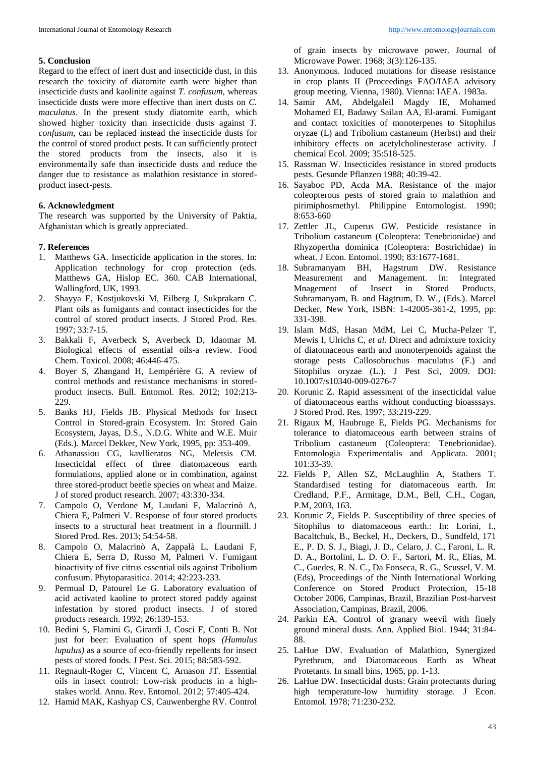## 5. Conclusion

Regard to the effect of inert dust and insecticide dust, in this research the toxicity of diatomite earth were higher than insecticide dusts and kaolinite against *T. confusum,* whereas insecticide dusts were more effective than inert dusts on *C. maculatus*. In the present study diatomite earth, which showed higher toxicity than insecticide dusts against *T. confusum,* can be replaced instead the insecticide dusts for the control of stored product pests. It can sufficiently protect the stored products from the insects, also it is environmentally safe than insecticide dusts and reduce the danger due to resistance as malathion resistance in stored-product insect-pests.

## 6. Acknowledgment

The research was supported by the University of Paktia, Afghanistan which is greatly appreciated.

## 7. References

1. Matthews GA. Insecticide application in the stores. In: Application technology for crop protection (eds. Matthews GA, Hislop EC. 360. CAB International, Wallingford, UK, 1993.
2. Shayya E, Kostjukovski M, Eilberg J, Sukprakarn C. Plant oils as fumigants and contact insecticides for the control of stored product insects. J Stored Prod. Res. 1997; 33:7-15.
3. Bakkali F, Averbeck S, Averbeck D, Idaomar M. Biological effects of essential oils-a review. Food Chem. Toxicol. 2008; 46:446-475.
4. Boyer S, Zhangand H, Lempérière G. A review of control methods and resistance mechanisms in stored-product insects. Bull. Entomol. Res. 2012; 102:213-229.
5. Banks HJ, Fields JB. Physical Methods for Insect Control in Stored-grain Ecosystem. In: Stored Gain Ecosystem, Jayas, D.S., N.D.G. White and W.E. Muir (Eds.). Marcel Dekker, New York, 1995, pp: 353-409.
6. Athanassiou CG, kavllieratos NG, Meletsis CM. Insecticidal effect of three diatomaceous earth formulations, applied alone or in combination, against three stored-product beetle species on wheat and Maize. J of stored product research. 2007; 43:330-334.
7. Campolo O, Verdone M, Laudani F, Malacrinò A, Chiera E, Palmeri V. Response of four stored products insects to a structural heat treatment in a flourmill. J Stored Prod. Res. 2013; 54:54-58.
8. Campolo O, Malacrinò A, Zappalà L, Laudani F, Chiera E, Serra D, Russo M, Palmeri V. Fumigant bioactivity of five citrus essential oils against Tribolium confusum. Phytoparasitica. 2014; 42:223-233.
9. Permual D, Patourel Le G. Laboratory evaluation of acid activated kaoline to protect stored paddy against infestation by stored product insects. J of stored products research. 1992; 26:139-153.
10. Bedini S, Flamini G, Girardi J, Cosci F, Conti B. Not just for beer: Evaluation of spent hops *(Humulus lupulus)* as a source of eco-friendly repellents for insect pests of stored foods. J Pest. Sci. 2015; 88:583-592.
11. Regnault-Roger C, Vincent C, Arnason JT. Essential oils in insect control: Low-risk products in a high-stakes world. Annu. Rev. Entomol. 2012; 57:405-424.
12. Hamid MAK, Kashyap CS, Cauwenberghe RV. Control of grain insects by microwave power. Journal of Microwave Power. 1968; 3(3):126-135.
13. Anonymous. Induced mutations for disease resistance in crop plants II (Proceedings FAO/IAEA advisory group meeting. Vienna, 1980). Vienna: IAEA. 1983a.
14. Samir AM, Abdelgaleil Magdy IE, Mohamed Mohamed EI, Badawy Sailan AA, El-arami. Fumigant and contact toxicities of monoterpenes to Sitophilus oryzae (L) and Tribolium castaneum (Herbst) and their inhibitory effects on acetylcholinesterase activity. J chemical Ecol. 2009; 35:518-525.
15. Rassman W. Insecticides resistance in stored products pests. Gesunde Pflanzen 1988; 40:39-42.
16. Sayaboc PD, Acda MA. Resistance of the major coleopterous pests of stored grain to malathion and pirimiphosmethyl. Philippine Entomologist. 1990; 8:653-660
17. Zettler JL, Cuperus GW. Pesticide resistance in Tribolium castaneum (Coleoptera: Tenebrionidae) and Rhyzopertha dominica (Coleoptera: Bostrichidae) in wheat. J Econ. Entomol. 1990; 83:1677-1681.
18. Subramanyam BH, Hagstrum DW. Resistance Measurement and Management. In: Integrated Mnagement of Insect in Stored Products, Subramanyam, B. and Hagtrum, D. W., (Eds.). Marcel Decker, New York, ISBN: 1-42005-361-2, 1995, pp: 331-398.
19. Islam MdS, Hasan MdM, Lei C, Mucha-Pelzer T, Mewis I, Ulrichs C, *et al*. Direct and admixture toxicity of diatomaceous earth and monoterpenoids against the storage pests Callosobruchus maculatus (F.) and Sitophilus oryzae (L.). J Pest Sci, 2009. DOI: 10.1007/s10340-009-0276-7
20. Korunic Z. Rapid assessment of the insecticidal value of diatomaceous earths without conducting bioasssays. J Stored Prod. Res. 1997; 33:219-229.
21. Rigaux M, Haubruge E, Fields PG. Mechanisms for tolerance to diatomaceous earth between strains of Tribolium castaneum (Coleoptera: Tenebrionidae). Entomologia Experimentalis and Applicata. 2001; 101:33-39.
22. Fields P, Allen SZ, McLaughlin A, Stathers T. Standardised testing for diatomaceous earth. In: Credland, P.F., Armitage, D.M., Bell, C.H., Cogan, P.M, 2003, 163.
23. Korunic Z, Fields P. Susceptibility of three species of Sitophilus to diatomaceous earth.: In: Lorini, I., Bacaltchuk, B., Beckel, H., Deckers, D., Sundfeld, 171 E., P. D. S. J., Biagi, J. D., Celaro, J. C., Faroni, L. R. D. A., Bortolini, L. D. O. F., Sartori, M. R., Elias, M. C., Guedes, R. N. C., Da Fonseca, R. G., Scussel, V. M. (Eds), Proceedings of the Ninth International Working Conference on Stored Product Protection, 15-18 October 2006, Campinas, Brazil, Brazilian Post-harvest Association, Campinas, Brazil, 2006.
24. Parkin EA. Control of granary weevil with finely ground mineral dusts. Ann. Applied Biol. 1944; 31:84-88.
25. LaHue DW. Evaluation of Malathion, Synergized Pyrethrum, and Diatomaceous Earth as Wheat Protetants. In small bins, 1965, pp. 1-13.
26. LaHue DW. Insecticidal dusts: Grain protectants during high temperature-low humidity storage. J Econ. Entomol. 1978; 71:230-232.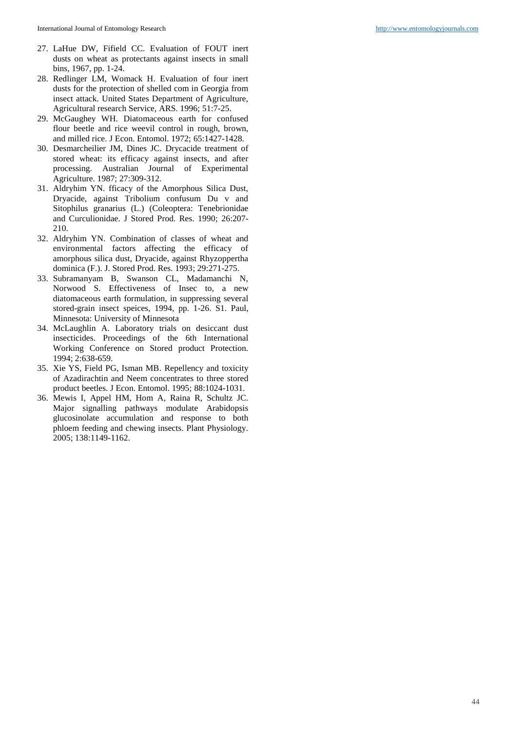27. LaHue DW, Fifield CC. Evaluation of FOUT inert dusts on wheat as protectants against insects in small bins, 1967, pp. 1-24.
28. Redlinger LM, Womack H. Evaluation of four inert dusts for the protection of shelled com in Georgia from insect attack. United States Department of Agriculture, Agricultural research Service, ARS. 1996; 51:7-25.
29. McGaughey WH. Diatomaceous earth for confused flour beetle and rice weevil control in rough, brown, and milled rice. J Econ. Entomol. 1972; 65:1427-1428.
30. Desmarcheilier JM, Dines JC. Drycacide treatment of stored wheat: its efficacy against insects, and after processing. Australian Journal of Experimental Agriculture. 1987; 27:309-312.
31. Aldryhim YN. fficacy of the Amorphous Silica Dust, Dryacide, against Tribolium confusum Du v and Sitophilus granarius (L.) (Coleoptera: Tenebrionidae and Curculionidae. J Stored Prod. Res. 1990; 26:207-210.
32. Aldryhim YN. Combination of classes of wheat and environmental factors affecting the efficacy of amorphous silica dust, Dryacide, against Rhyzoppertha dominica (F.). J. Stored Prod. Res. 1993; 29:271-275.
33. Subramanyam B, Swanson CL, Madamanchi N, Norwood S. Effectiveness of Insec to, a new diatomaceous earth formulation, in suppressing several stored-grain insect speices, 1994, pp. 1-26. S1. Paul, Minnesota: University of Minnesota
34. McLaughlin A. Laboratory trials on desiccant dust insecticides. Proceedings of the 6th International Working Conference on Stored product Protection. 1994; 2:638-659.
35. Xie YS, Field PG, Isman MB. Repellency and toxicity of Azadirachtin and Neem concentrates to three stored product beetles. J Econ. Entomol. 1995; 88:1024-1031.
36. Mewis I, Appel HM, Hom A, Raina R, Schultz JC. Major signalling pathways modulate Arabidopsis glucosinolate accumulation and response to both phloem feeding and chewing insects. Plant Physiology. 2005; 138:1149-1162.